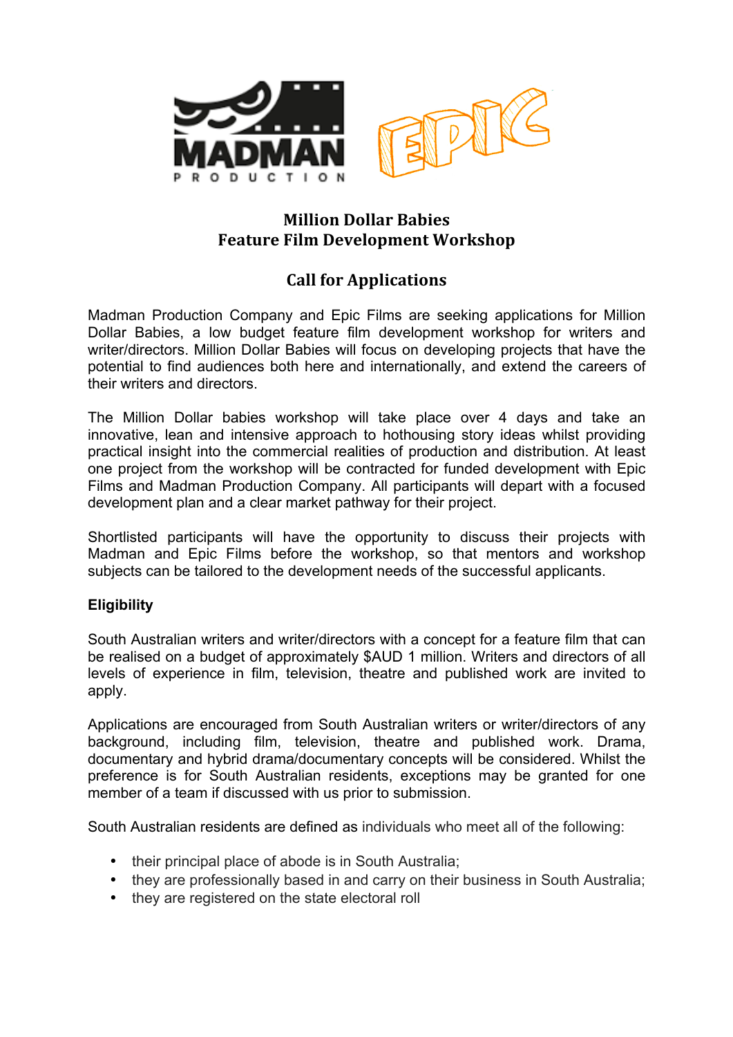# Million Dollar Babies
# Feature Film Development Workshop

## Call for Applications

Madman Production Company and Epic Films are seeking applications for Million Dollar Babies, a low budget feature film development workshop for writers and writer/directors. Million Dollar Babies will focus on developing projects that have the potential to find audiences both here and internationally, and extend the careers of their writers and directors.

The Million Dollar babies workshop will take place over 4 days and take an innovative, lean and intensive approach to hothousing story ideas whilst providing practical insight into the commercial realities of production and distribution. At least one project from the workshop will be contracted for funded development with Epic Films and Madman Production Company. All participants will depart with a focused development plan and a clear market pathway for their project.

Shortlisted participants will have the opportunity to discuss their projects with Madman and Epic Films before the workshop, so that mentors and workshop subjects can be tailored to the development needs of the successful applicants.

**Eligibility**

South Australian writers and writer/directors with a concept for a feature film that can be realised on a budget of approximately $AUD 1 million. Writers and directors of all levels of experience in film, television, theatre and published work are invited to apply.

Applications are encouraged from South Australian writers or writer/directors of any background, including film, television, theatre and published work. Drama, documentary and hybrid drama/documentary concepts will be considered. Whilst the preference is for South Australian residents, exceptions may be granted for one member of a team if discussed with us prior to submission.

South Australian residents are defined as individuals who meet all of the following:

- their principal place of abode is in South Australia;
- they are professionally based in and carry on their business in South Australia;
- they are registered on the state electoral roll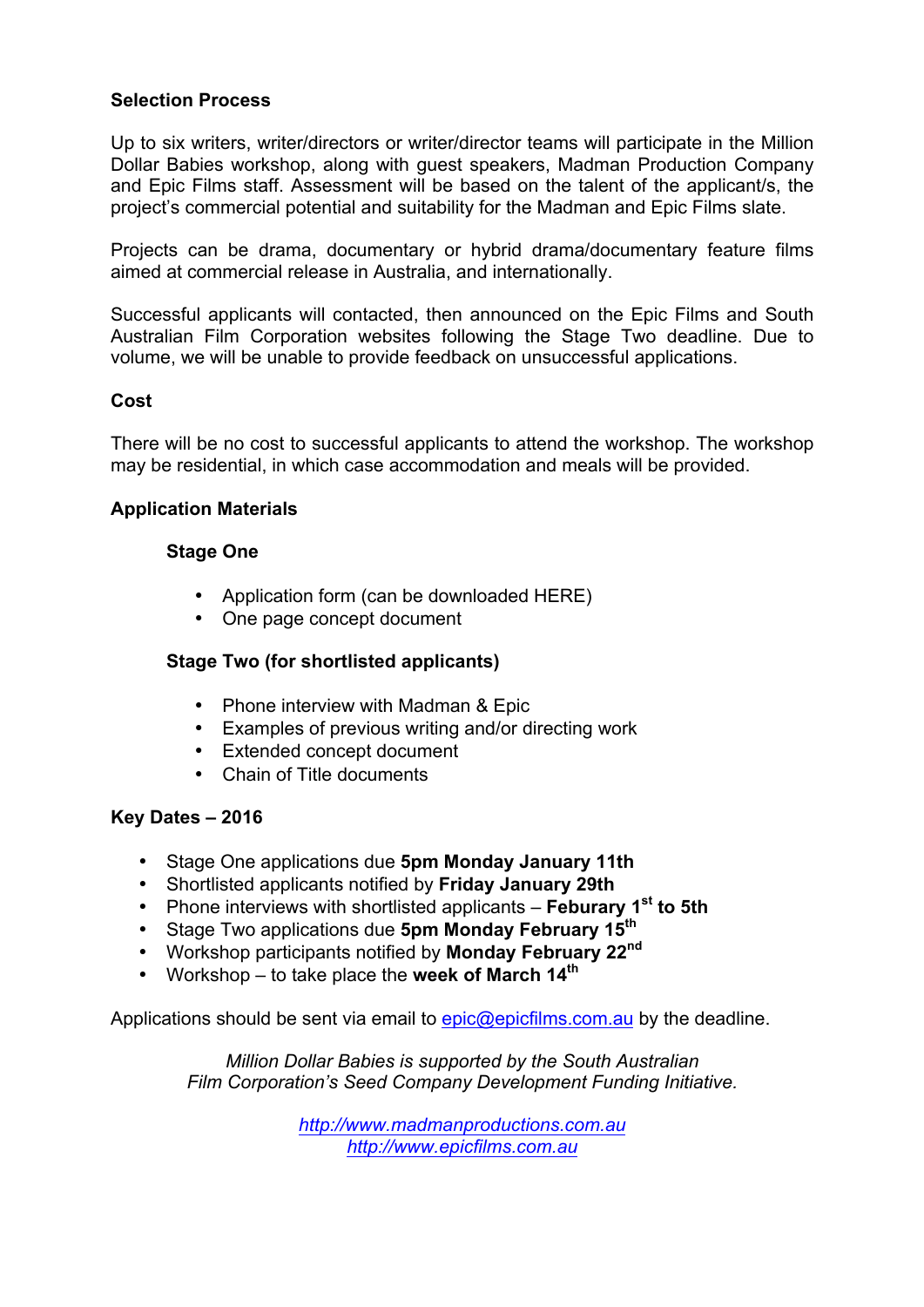**Selection Process**

Up to six writers, writer/directors or writer/director teams will participate in the Million Dollar Babies workshop, along with guest speakers, Madman Production Company and Epic Films staff. Assessment will be based on the talent of the applicant/s, the project's commercial potential and suitability for the Madman and Epic Films slate.

Projects can be drama, documentary or hybrid drama/documentary feature films aimed at commercial release in Australia, and internationally.

Successful applicants will contacted, then announced on the Epic Films and South Australian Film Corporation websites following the Stage Two deadline. Due to volume, we will be unable to provide feedback on unsuccessful applications.

**Cost**

There will be no cost to successful applicants to attend the workshop. The workshop may be residential, in which case accommodation and meals will be provided.

**Application Materials**

**Stage One**

- Application form (can be downloaded HERE)
- One page concept document

**Stage Two (for shortlisted applicants)**

- Phone interview with Madman & Epic
- Examples of previous writing and/or directing work
- Extended concept document
- Chain of Title documents

**Key Dates – 2016**

- Stage One applications due **5pm Monday January 11th**
- Shortlisted applicants notified by **Friday January 29th**
- Phone interviews with shortlisted applicants – **Feburary 1st to 5th**
- Stage Two applications due **5pm Monday February 15th**
- Workshop participants notified by **Monday February 22nd**
- Workshop – to take place the **week of March 14th**

Applications should be sent via email to epic@epicfilms.com.au by the deadline.

*Million Dollar Babies is supported by the South Australian Film Corporation's Seed Company Development Funding Initiative.*

http://www.madmanproductions.com.au
http://www.epicfilms.com.au